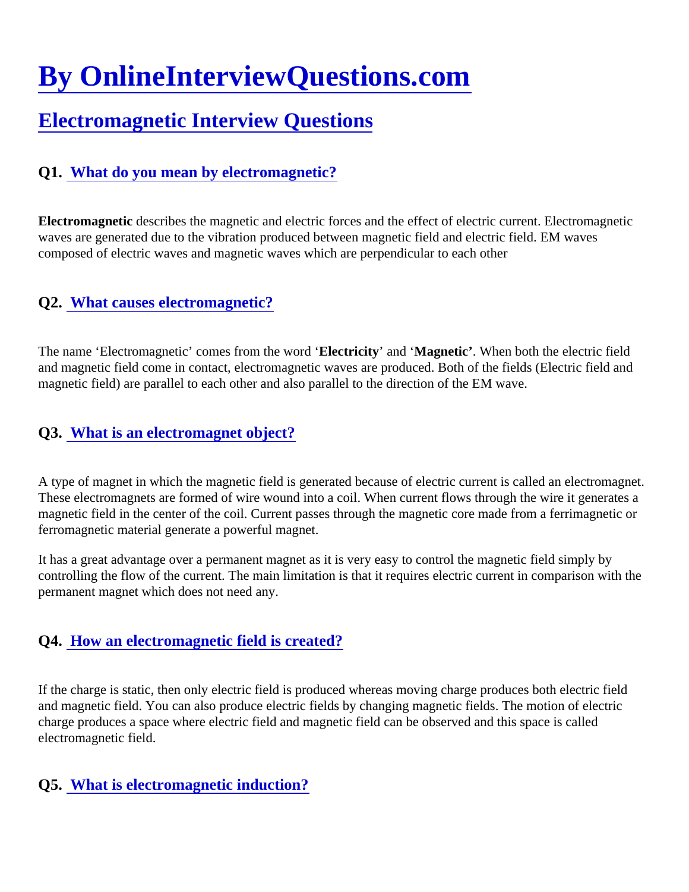# By OnlineInterviewQuestions.com

## Electromagnetic Interview Questions

### Q1. What do you mean by electromagnetic?

**Electromagnetic** describes the magnetic and electric forces and the effect of electric current. Electromagnetic waves are generated due to the vibration produced between magnetic field and electric field. EM waves composed of electric waves and magnetic waves which are perpendicular to each other

### Q2. What causes electromagnetic?

The name 'Electromagnetic' comes from the word '**Electricity**' and '**Magnetic'**. When both the electric field and magnetic field come in contact, electromagnetic waves are produced. Both of the fields (Electric field and magnetic field) are parallel to each other and also parallel to the direction of the EM wave.

### Q3. What is an electromagnet object?

A type of magnet in which the magnetic field is generated because of electric current is called an electromagnet. These electromagnets are formed of wire wound into a coil. When current flows through the wire it generates a magnetic field in the center of the coil. Current passes through the magnetic core made from a ferrimagnetic or ferromagnetic material generate a powerful magnet.

It has a great advantage over a permanent magnet as it is very easy to control the magnetic field simply by controlling the flow of the current. The main limitation is that it requires electric current in comparison with the permanent magnet which does not need any.

### Q4. How an electromagnetic field is created?

If the charge is static, then only electric field is produced whereas moving charge produces both electric field and magnetic field. You can also produce electric fields by changing magnetic fields. The motion of electric charge produces a space where electric field and magnetic field can be observed and this space is called electromagnetic field.

### Q5. What is electromagnetic induction?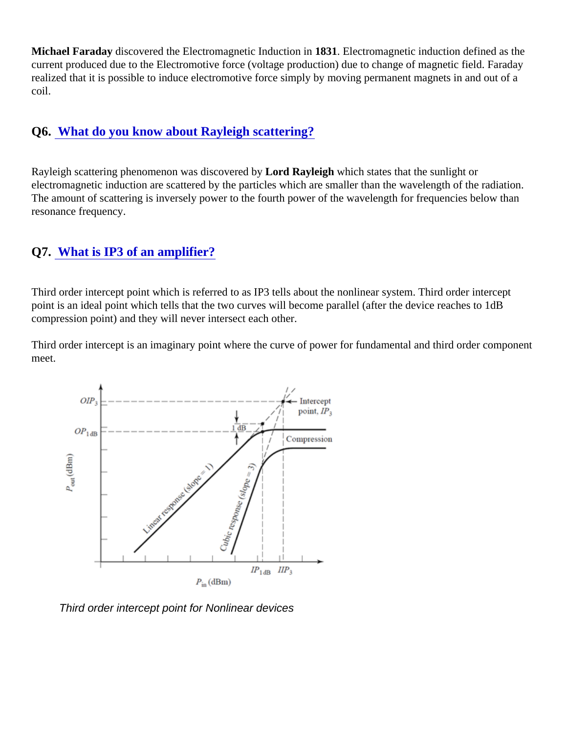**Michael Faraday** discovered the Electromagnetic Induction in **1831**. Electromagnetic induction defined as the current produced due to the Electromotive force (voltage production) due to change of magnetic field. Faraday realized that it is possible to induce electromotive force simply by moving permanent magnets in and out of a coil.

## Q6. What do you know about Rayleigh scattering?

Rayleigh scattering phenomenon was discovered by **Lord Rayleigh** which states that the sunlight or electromagnetic induction are scattered by the particles which are smaller than the wavelength of the radiation. The amount of scattering is inversely power to the fourth power of the wavelength for frequencies below than resonance frequency.

## Q7. What is IP3 of an amplifier?

Third order intercept point which is referred to as IP3 tells about the nonlinear system. Third order intercept point is an ideal point which tells that the two curves will become parallel (after the device reaches to 1dB compression point) and they will never intersect each other.

Third order intercept is an imaginary point where the curve of power for fundamental and third order component meet.

*Third order intercept point for Nonlinear devices*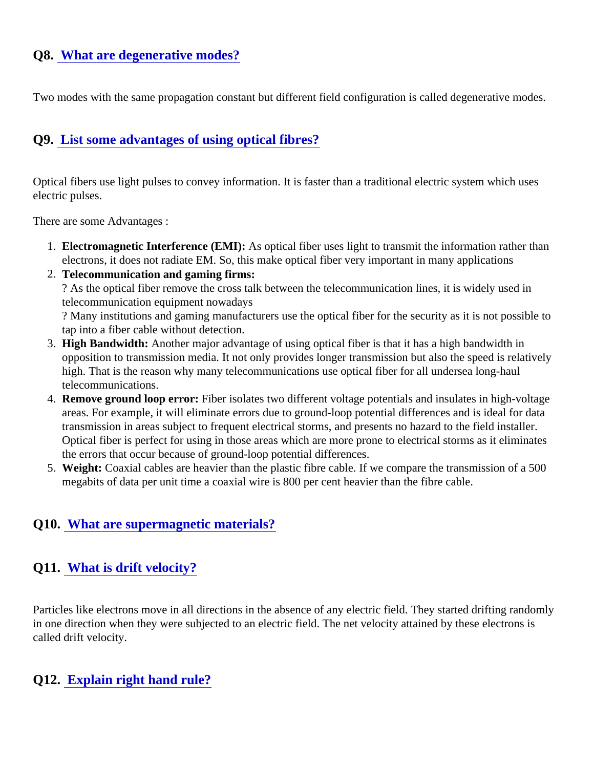## Q8. What are degenerative modes?

Two modes with the same propagation constant but different field configuration is called degenerative modes.

## Q9. List some advantages of using optical fibres?

Optical fibers use light pulses to convey information. It is faster than a traditional electric system which uses electric pulses.

There are some Advantages :

1. **Electromagnetic Interference (EMI):** As optical fiber uses light to transmit the information rather than electrons, it does not radiate EM. So, this make optical fiber very important in many applications
2. **Telecommunication and gaming firms:**
   ? As the optical fiber remove the cross talk between the telecommunication lines, it is widely used in telecommunication equipment nowadays
   ? Many institutions and gaming manufacturers use the optical fiber for the security as it is not possible to tap into a fiber cable without detection.
3. **High Bandwidth:** Another major advantage of using optical fiber is that it has a high bandwidth in opposition to transmission media. It not only provides longer transmission but also the speed is relatively high. That is the reason why many telecommunications use optical fiber for all undersea long-haul telecommunications.
4. **Remove ground loop error:** Fiber isolates two different voltage potentials and insulates in high-voltage areas. For example, it will eliminate errors due to ground-loop potential differences and is ideal for data transmission in areas subject to frequent electrical storms, and presents no hazard to the field installer. Optical fiber is perfect for using in those areas which are more prone to electrical storms as it eliminates the errors that occur because of ground-loop potential differences.
5. **Weight:** Coaxial cables are heavier than the plastic fibre cable. If we compare the transmission of a 500 megabits of data per unit time a coaxial wire is 800 per cent heavier than the fibre cable.

## Q10. What are supermagnetic materials?

## Q11. What is drift velocity?

Particles like electrons move in all directions in the absence of any electric field. They started drifting randomly in one direction when they were subjected to an electric field. The net velocity attained by these electrons is called drift velocity.

## Q12. Explain right hand rule?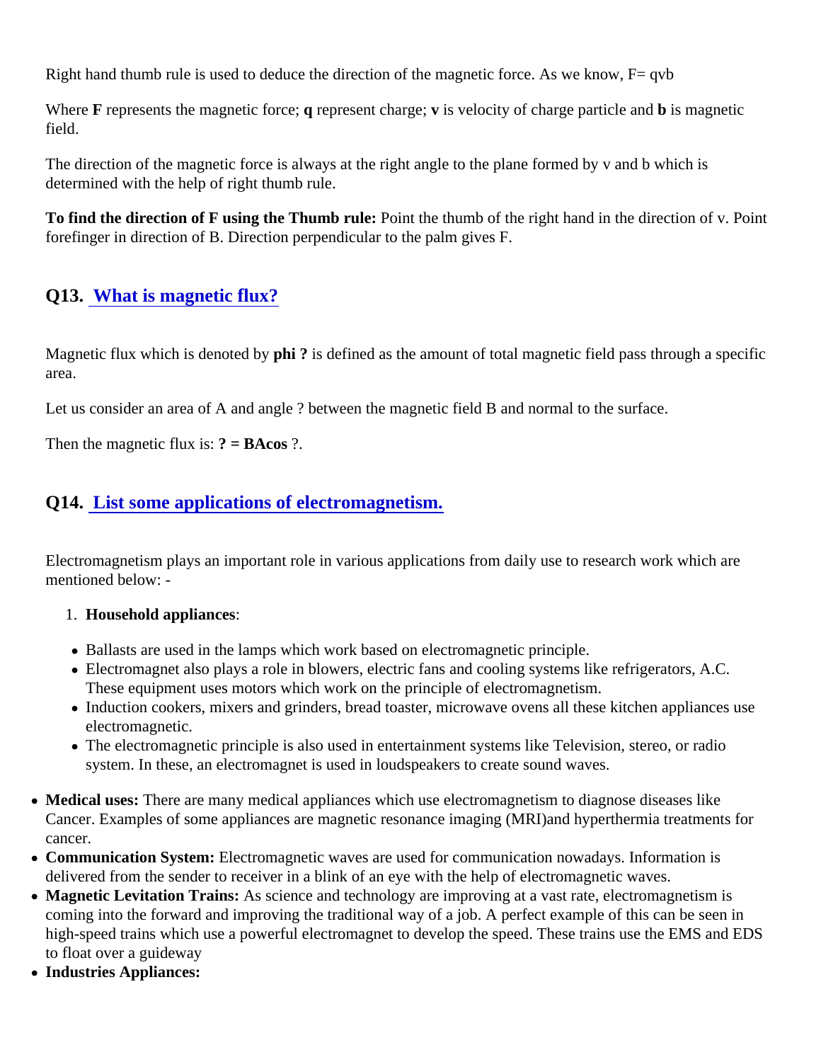Right hand thumb rule is used to deduce the direction of the magnetic force. As we know, F= qvb

Where **F** represents the magnetic force; **q** represent charge; **v** is velocity of charge particle and **b** is magnetic field.

The direction of the magnetic force is always at the right angle to the plane formed by v and b which is determined with the help of right thumb rule.

**To find the direction of F using the Thumb rule:** Point the thumb of the right hand in the direction of v. Point forefinger in direction of B. Direction perpendicular to the palm gives F.

## Q13. What is magnetic flux?

Magnetic flux which is denoted by **phi ?** is defined as the amount of total magnetic field pass through a specific area.

Let us consider an area of A and angle ? between the magnetic field B and normal to the surface.

Then the magnetic flux is: **? = BAcos** ?.

## Q14. List some applications of electromagnetism.

Electromagnetism plays an important role in various applications from daily use to research work which are mentioned below: -

1. **Household appliances**:

- Ballasts are used in the lamps which work based on electromagnetic principle.
- Electromagnet also plays a role in blowers, electric fans and cooling systems like refrigerators, A.C. These equipment uses motors which work on the principle of electromagnetism.
- Induction cookers, mixers and grinders, bread toaster, microwave ovens all these kitchen appliances use electromagnetic.
- The electromagnetic principle is also used in entertainment systems like Television, stereo, or radio system. In these, an electromagnet is used in loudspeakers to create sound waves.

- **Medical uses:** There are many medical appliances which use electromagnetism to diagnose diseases like Cancer. Examples of some appliances are magnetic resonance imaging (MRI)and hyperthermia treatments for cancer.
- **Communication System:** Electromagnetic waves are used for communication nowadays. Information is delivered from the sender to receiver in a blink of an eye with the help of electromagnetic waves.
- **Magnetic Levitation Trains:** As science and technology are improving at a vast rate, electromagnetism is coming into the forward and improving the traditional way of a job. A perfect example of this can be seen in high-speed trains which use a powerful electromagnet to develop the speed. These trains use the EMS and EDS to float over a guideway
- **Industries Appliances:**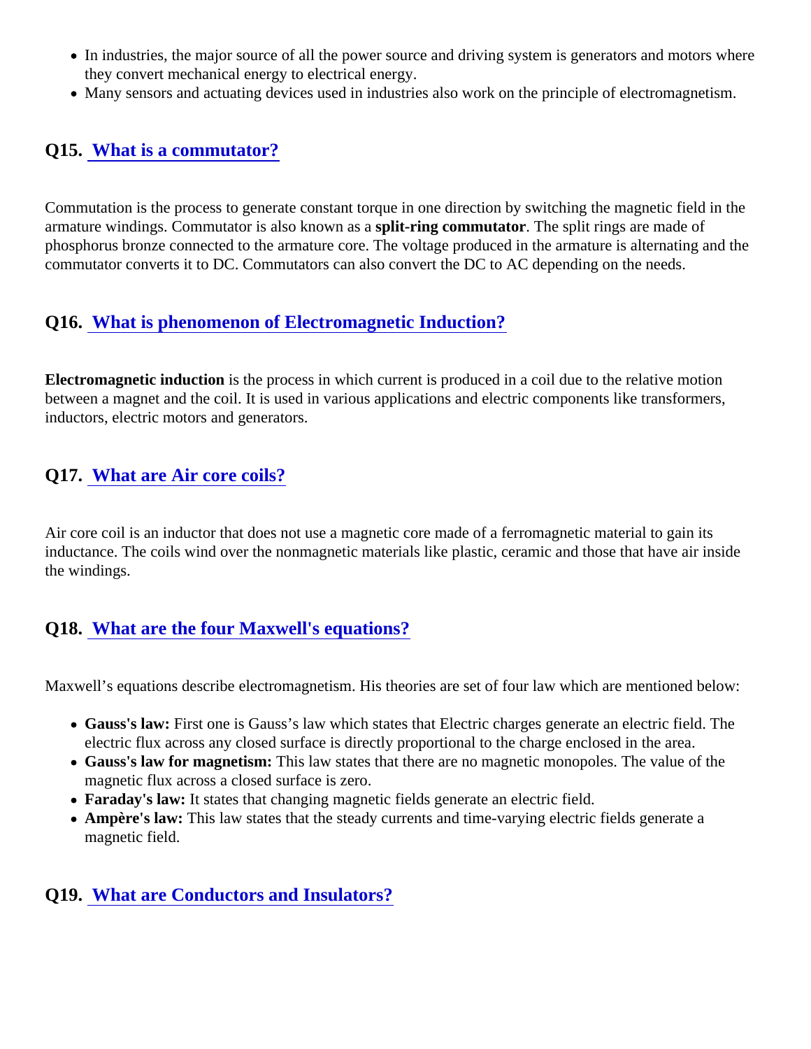- In industries, the major source of all the power source and driving system is generators and motors where they convert mechanical energy to electrical energy.
- Many sensors and actuating devices used in industries also work on the principle of electromagnetism.

## Q15. What is a commutator?

Commutation is the process to generate constant torque in one direction by switching the magnetic field in the armature windings. Commutator is also known as a **split-ring commutator**. The split rings are made of phosphorus bronze connected to the armature core. The voltage produced in the armature is alternating and the commutator converts it to DC. Commutators can also convert the DC to AC depending on the needs.

## Q16. What is phenomenon of Electromagnetic Induction?

**Electromagnetic induction** is the process in which current is produced in a coil due to the relative motion between a magnet and the coil. It is used in various applications and electric components like transformers, inductors, electric motors and generators.

## Q17. What are Air core coils?

Air core coil is an inductor that does not use a magnetic core made of a ferromagnetic material to gain its inductance. The coils wind over the nonmagnetic materials like plastic, ceramic and those that have air inside the windings.

## Q18. What are the four Maxwell's equations?

Maxwell's equations describe electromagnetism. His theories are set of four law which are mentioned below:

- **Gauss's law:** First one is Gauss's law which states that Electric charges generate an electric field. The electric flux across any closed surface is directly proportional to the charge enclosed in the area.
- **Gauss's law for magnetism:** This law states that there are no magnetic monopoles. The value of the magnetic flux across a closed surface is zero.
- **Faraday's law:** It states that changing magnetic fields generate an electric field.
- **Ampère's law:** This law states that the steady currents and time-varying electric fields generate a magnetic field.

## Q19. What are Conductors and Insulators?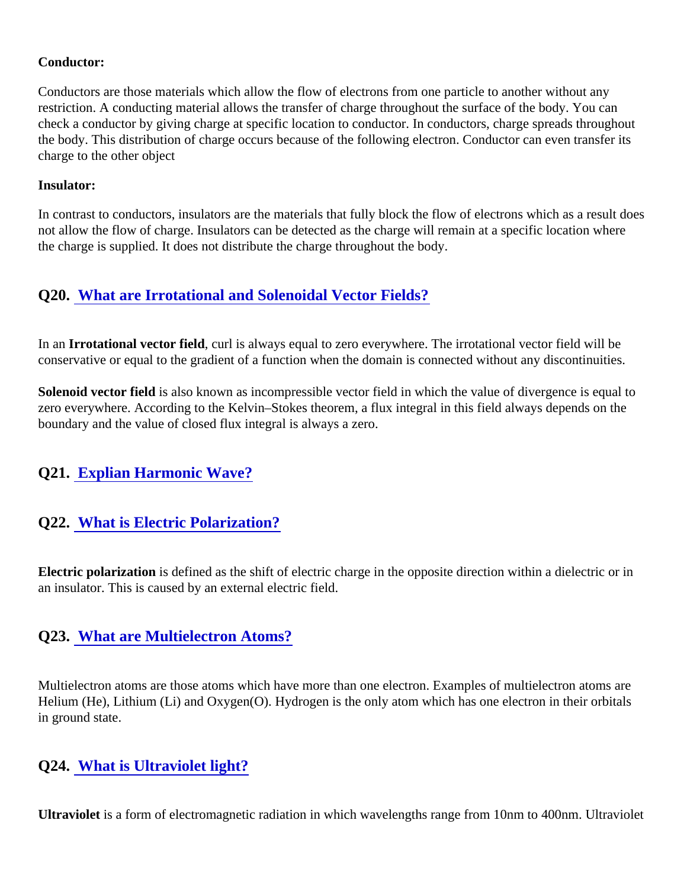**Conductor:**

Conductors are those materials which allow the flow of electrons from one particle to another without any restriction. A conducting material allows the transfer of charge throughout the surface of the body. You can check a conductor by giving charge at specific location to conductor. In conductors, charge spreads throughout the body. This distribution of charge occurs because of the following electron. Conductor can even transfer its charge to the other object

**Insulator:**

In contrast to conductors, insulators are the materials that fully block the flow of electrons which as a result does not allow the flow of charge. Insulators can be detected as the charge will remain at a specific location where the charge is supplied. It does not distribute the charge throughout the body.

## Q20. What are Irrotational and Solenoidal Vector Fields?

In an **Irrotational vector field**, curl is always equal to zero everywhere. The irrotational vector field will be conservative or equal to the gradient of a function when the domain is connected without any discontinuities.

**Solenoid vector field** is also known as incompressible vector field in which the value of divergence is equal to zero everywhere. According to the Kelvin–Stokes theorem, a flux integral in this field always depends on the boundary and the value of closed flux integral is always a zero.

## Q21. Explian Harmonic Wave?

## Q22. What is Electric Polarization?

**Electric polarization** is defined as the shift of electric charge in the opposite direction within a dielectric or in an insulator. This is caused by an external electric field.

## Q23. What are Multielectron Atoms?

Multielectron atoms are those atoms which have more than one electron. Examples of multielectron atoms are Helium (He), Lithium (Li) and Oxygen(O). Hydrogen is the only atom which has one electron in their orbitals in ground state.

## Q24. What is Ultraviolet light?

**Ultraviolet** is a form of electromagnetic radiation in which wavelengths range from 10nm to 400nm. Ultraviolet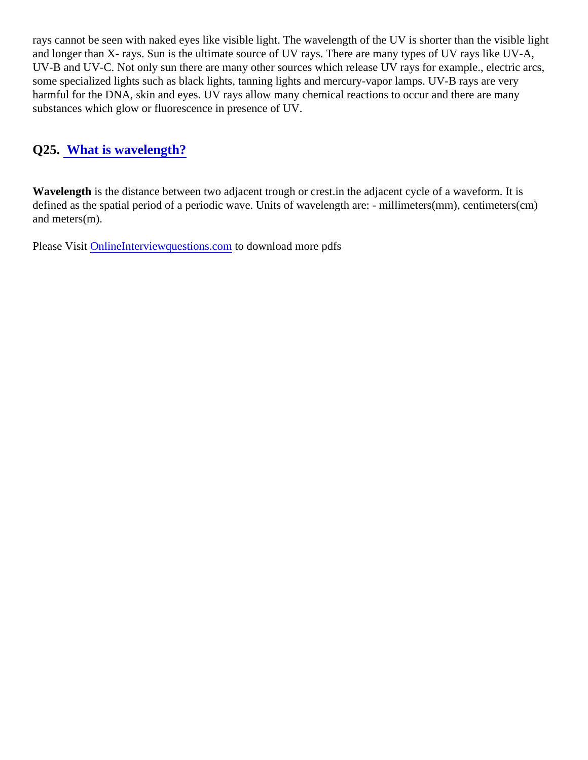rays cannot be seen with naked eyes like visible light. The wavelength of the UV is shorter than the visible light and longer than X- rays. Sun is the ultimate source of UV rays. There are many types of UV rays like UV-A, UV-B and UV-C. Not only sun there are many other sources which release UV rays for example., electric arcs, some specialized lights such as black lights, tanning lights and mercury-vapor lamps. UV-B rays are very harmful for the DNA, skin and eyes. UV rays allow many chemical reactions to occur and there are many substances which glow or fluorescence in presence of UV.

## Q25. What is wavelength?

**Wavelength** is the distance between two adjacent trough or crest.in the adjacent cycle of a waveform. It is defined as the spatial period of a periodic wave. Units of wavelength are: - millimeters(mm), centimeters(cm) and meters(m).

Please Visit OnlineInterviewquestions.com to download more pdfs